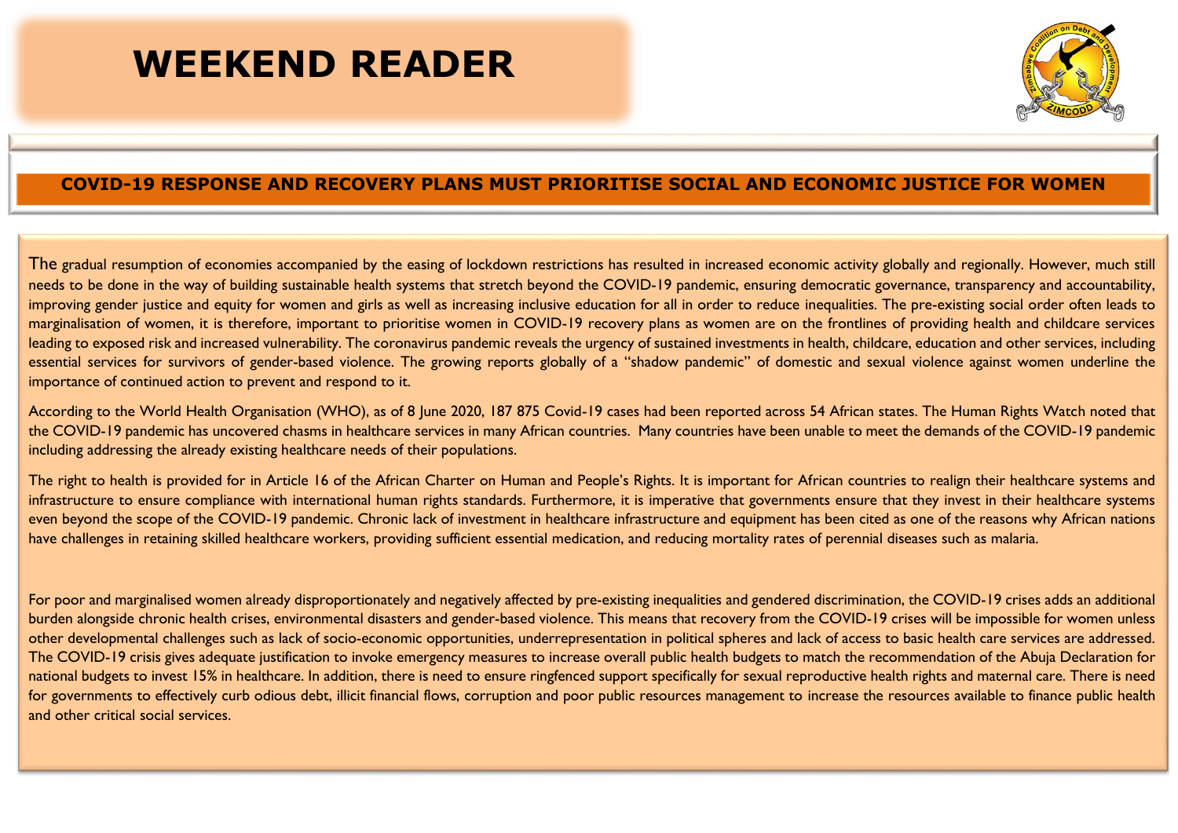# WEEKEND READER

## COVID-19 RESPONSE AND RECOVERY PLANS MUST PRIORITISE SOCIAL AND ECONOMIC JUSTICE FOR WOMEN

The gradual resumption of economies accompanied by the easing of lockdown restrictions has resulted in increased economic activity globally and regionally. However, much still needs to be done in the way of building sustainable health systems that stretch beyond the COVID-19 pandemic, ensuring democratic governance, transparency and accountability, improving gender justice and equity for women and girls as well as increasing inclusive education for all in order to reduce inequalities. The pre-existing social order often leads to marginalisation of women, it is therefore, important to prioritise women in COVID-19 recovery plans as women are on the frontlines of providing health and childcare services leading to exposed risk and increased vulnerability. The coronavirus pandemic reveals the urgency of sustained investments in health, childcare, education and other services, including essential services for survivors of gender-based violence. The growing reports globally of a "shadow pandemic" of domestic and sexual violence against women underline the importance of continued action to prevent and respond to it.

According to the World Health Organisation (WHO), as of 8 June 2020, 187 875 Covid-19 cases had been reported across 54 African states. The Human Rights Watch noted that the COVID-19 pandemic has uncovered chasms in healthcare services in many African countries. Many countries have been unable to meet the demands of the COVID-19 pandemic including addressing the already existing healthcare needs of their populations.

The right to health is provided for in Article 16 of the African Charter on Human and People's Rights. It is important for African countries to realign their healthcare systems and infrastructure to ensure compliance with international human rights standards. Furthermore, it is imperative that governments ensure that they invest in their healthcare systems even beyond the scope of the COVID-19 pandemic. Chronic lack of investment in healthcare infrastructure and equipment has been cited as one of the reasons why African nations have challenges in retaining skilled healthcare workers, providing sufficient essential medication, and reducing mortality rates of perennial diseases such as malaria.

For poor and marginalised women already disproportionately and negatively affected by pre-existing inequalities and gendered discrimination, the COVID-19 crises adds an additional burden alongside chronic health crises, environmental disasters and gender-based violence. This means that recovery from the COVID-19 crises will be impossible for women unless other developmental challenges such as lack of socio-economic opportunities, underrepresentation in political spheres and lack of access to basic health care services are addressed. The COVID-19 crisis gives adequate justification to invoke emergency measures to increase overall public health budgets to match the recommendation of the Abuja Declaration for national budgets to invest 15% in healthcare. In addition, there is need to ensure ringfenced support specifically for sexual reproductive health rights and maternal care. There is need for governments to effectively curb odious debt, illicit financial flows, corruption and poor public resources management to increase the resources available to finance public health and other critical social services.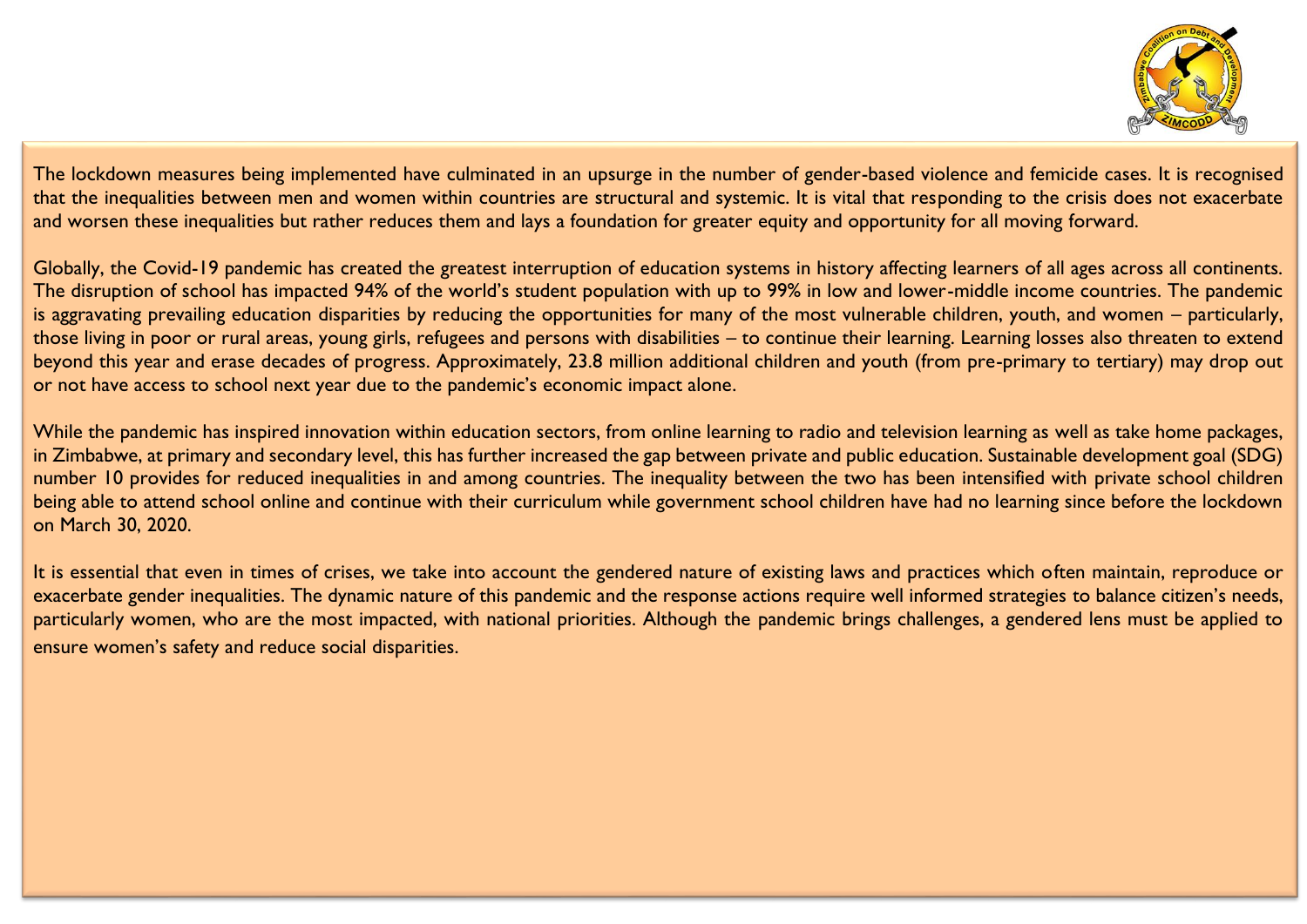The lockdown measures being implemented have culminated in an upsurge in the number of gender-based violence and femicide cases. It is recognised that the inequalities between men and women within countries are structural and systemic. It is vital that responding to the crisis does not exacerbate and worsen these inequalities but rather reduces them and lays a foundation for greater equity and opportunity for all moving forward.

Globally, the Covid-19 pandemic has created the greatest interruption of education systems in history affecting learners of all ages across all continents. The disruption of school has impacted 94% of the world's student population with up to 99% in low and lower-middle income countries. The pandemic is aggravating prevailing education disparities by reducing the opportunities for many of the most vulnerable children, youth, and women – particularly, those living in poor or rural areas, young girls, refugees and persons with disabilities – to continue their learning. Learning losses also threaten to extend beyond this year and erase decades of progress. Approximately, 23.8 million additional children and youth (from pre-primary to tertiary) may drop out or not have access to school next year due to the pandemic's economic impact alone.

While the pandemic has inspired innovation within education sectors, from online learning to radio and television learning as well as take home packages, in Zimbabwe, at primary and secondary level, this has further increased the gap between private and public education. Sustainable development goal (SDG) number 10 provides for reduced inequalities in and among countries. The inequality between the two has been intensified with private school children being able to attend school online and continue with their curriculum while government school children have had no learning since before the lockdown on March 30, 2020.

It is essential that even in times of crises, we take into account the gendered nature of existing laws and practices which often maintain, reproduce or exacerbate gender inequalities. The dynamic nature of this pandemic and the response actions require well informed strategies to balance citizen's needs, particularly women, who are the most impacted, with national priorities. Although the pandemic brings challenges, a gendered lens must be applied to ensure women's safety and reduce social disparities.